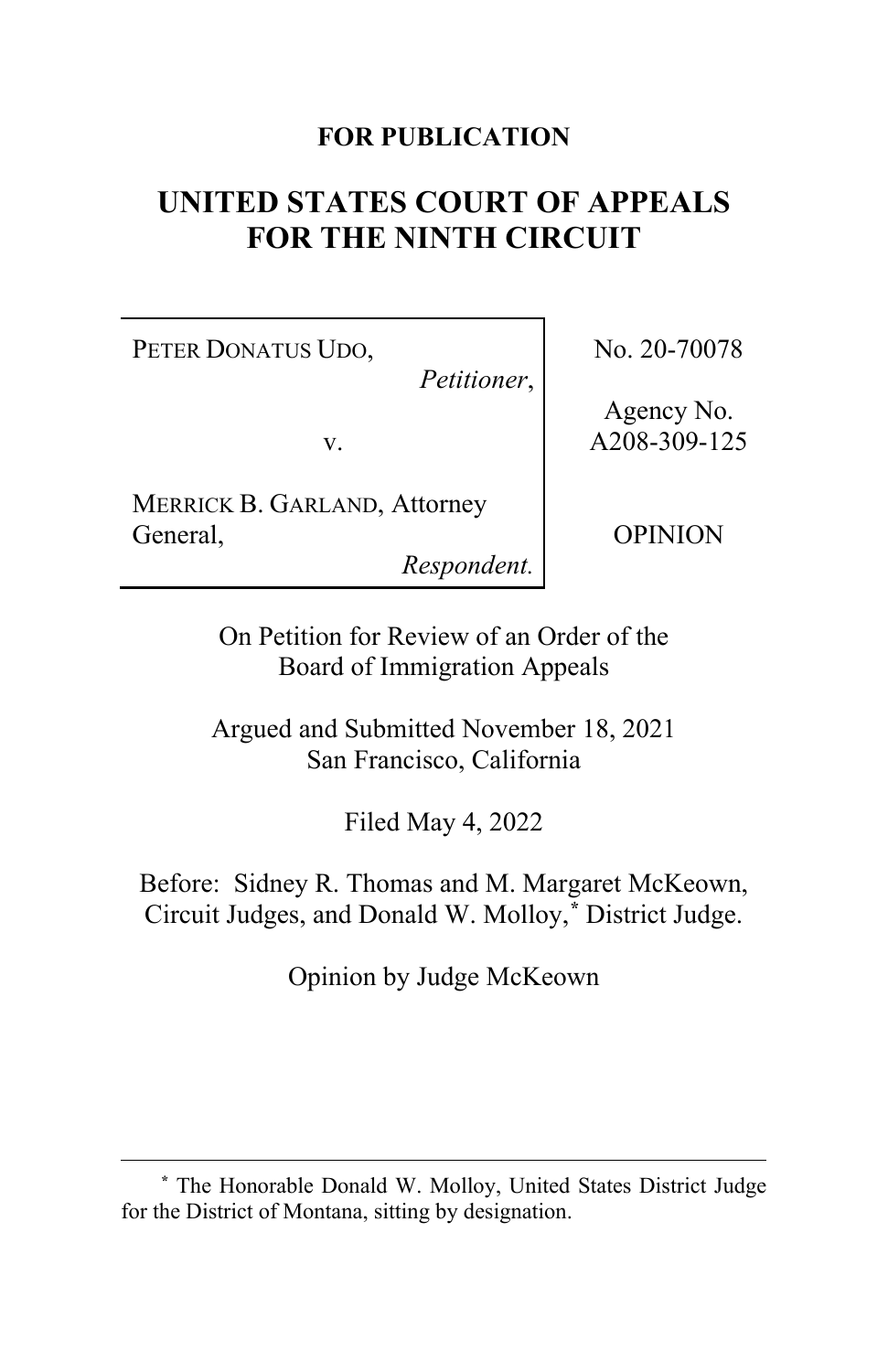**FOR PUBLICATION**

# UNITED STATES COURT OF APPEALS FOR THE NINTH CIRCUIT

| | |
|---|---|
| PETER DONATUS UDO, *Petitioner*, v. MERRICK B. GARLAND, Attorney General, *Respondent.* | No. 20-70078 Agency No. A208-309-125 OPINION |

On Petition for Review of an Order of the Board of Immigration Appeals

Argued and Submitted November 18, 2021
San Francisco, California

Filed May 4, 2022

Before: Sidney R. Thomas and M. Margaret McKeown, Circuit Judges, and Donald W. Molloy,* District Judge.

Opinion by Judge McKeown

---

\* The Honorable Donald W. Molloy, United States District Judge for the District of Montana, sitting by designation.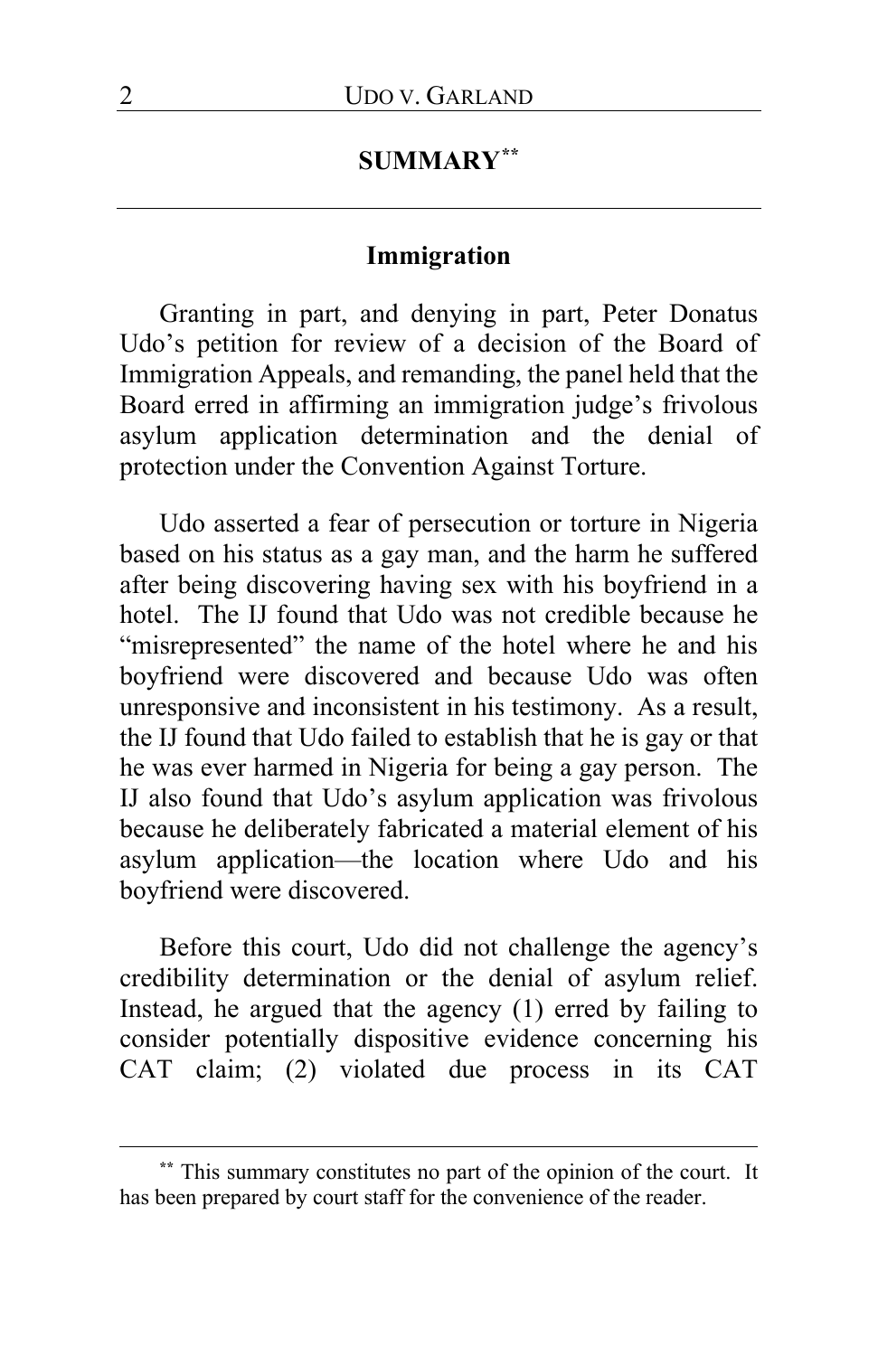## SUMMARY[**]

### Immigration

Granting in part, and denying in part, Peter Donatus Udo's petition for review of a decision of the Board of Immigration Appeals, and remanding, the panel held that the Board erred in affirming an immigration judge's frivolous asylum application determination and the denial of protection under the Convention Against Torture.

Udo asserted a fear of persecution or torture in Nigeria based on his status as a gay man, and the harm he suffered after being discovering having sex with his boyfriend in a hotel. The IJ found that Udo was not credible because he "misrepresented" the name of the hotel where he and his boyfriend were discovered and because Udo was often unresponsive and inconsistent in his testimony. As a result, the IJ found that Udo failed to establish that he is gay or that he was ever harmed in Nigeria for being a gay person. The IJ also found that Udo's asylum application was frivolous because he deliberately fabricated a material element of his asylum application—the location where Udo and his boyfriend were discovered.

Before this court, Udo did not challenge the agency's credibility determination or the denial of asylum relief. Instead, he argued that the agency (1) erred by failing to consider potentially dispositive evidence concerning his CAT claim; (2) violated due process in its CAT

---

[**] This summary constitutes no part of the opinion of the court. It has been prepared by court staff for the convenience of the reader.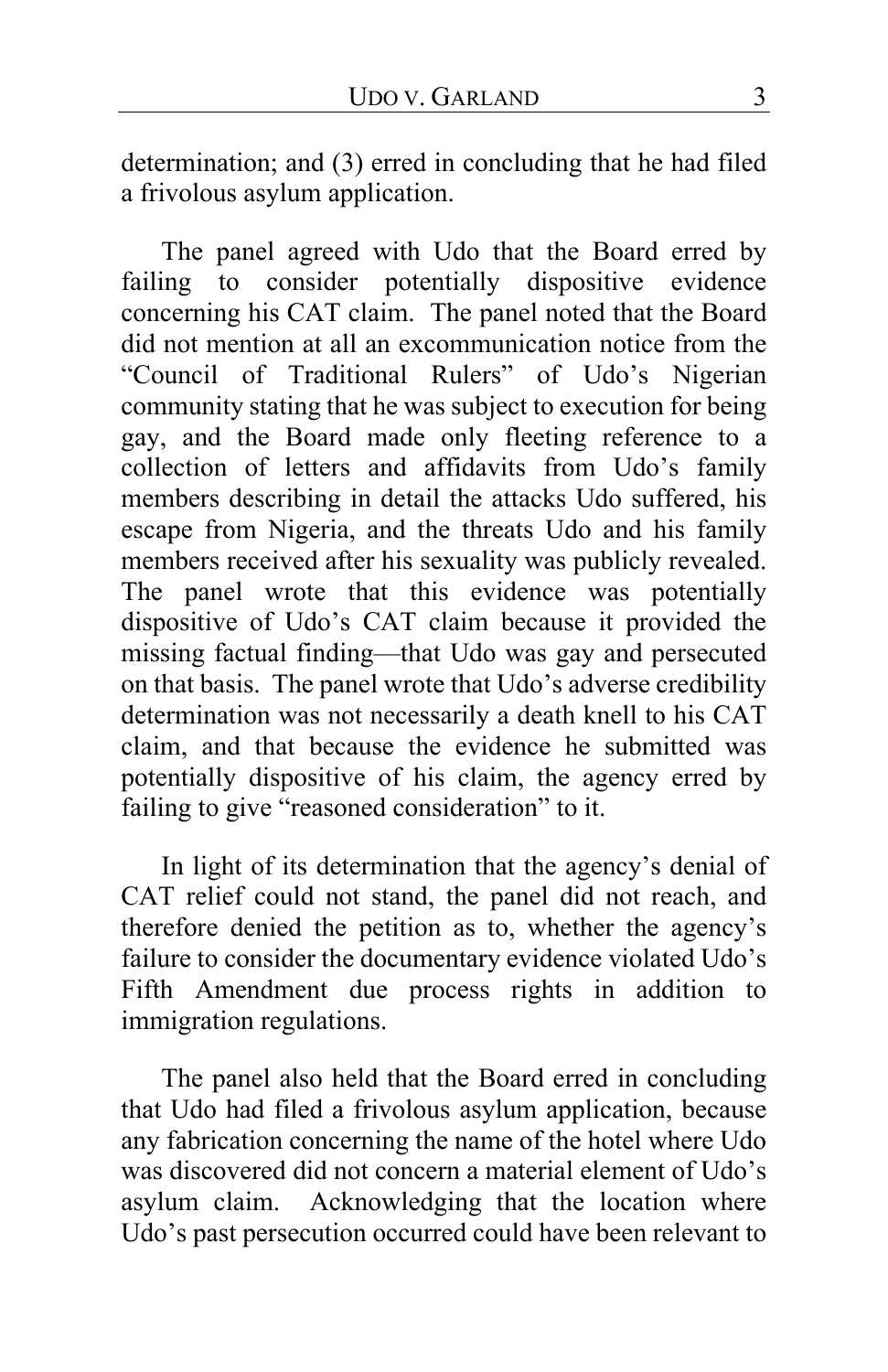determination; and (3) erred in concluding that he had filed a frivolous asylum application.

The panel agreed with Udo that the Board erred by failing to consider potentially dispositive evidence concerning his CAT claim. The panel noted that the Board did not mention at all an excommunication notice from the "Council of Traditional Rulers" of Udo's Nigerian community stating that he was subject to execution for being gay, and the Board made only fleeting reference to a collection of letters and affidavits from Udo's family members describing in detail the attacks Udo suffered, his escape from Nigeria, and the threats Udo and his family members received after his sexuality was publicly revealed. The panel wrote that this evidence was potentially dispositive of Udo's CAT claim because it provided the missing factual finding—that Udo was gay and persecuted on that basis. The panel wrote that Udo's adverse credibility determination was not necessarily a death knell to his CAT claim, and that because the evidence he submitted was potentially dispositive of his claim, the agency erred by failing to give "reasoned consideration" to it.

In light of its determination that the agency's denial of CAT relief could not stand, the panel did not reach, and therefore denied the petition as to, whether the agency's failure to consider the documentary evidence violated Udo's Fifth Amendment due process rights in addition to immigration regulations.

The panel also held that the Board erred in concluding that Udo had filed a frivolous asylum application, because any fabrication concerning the name of the hotel where Udo was discovered did not concern a material element of Udo's asylum claim. Acknowledging that the location where Udo's past persecution occurred could have been relevant to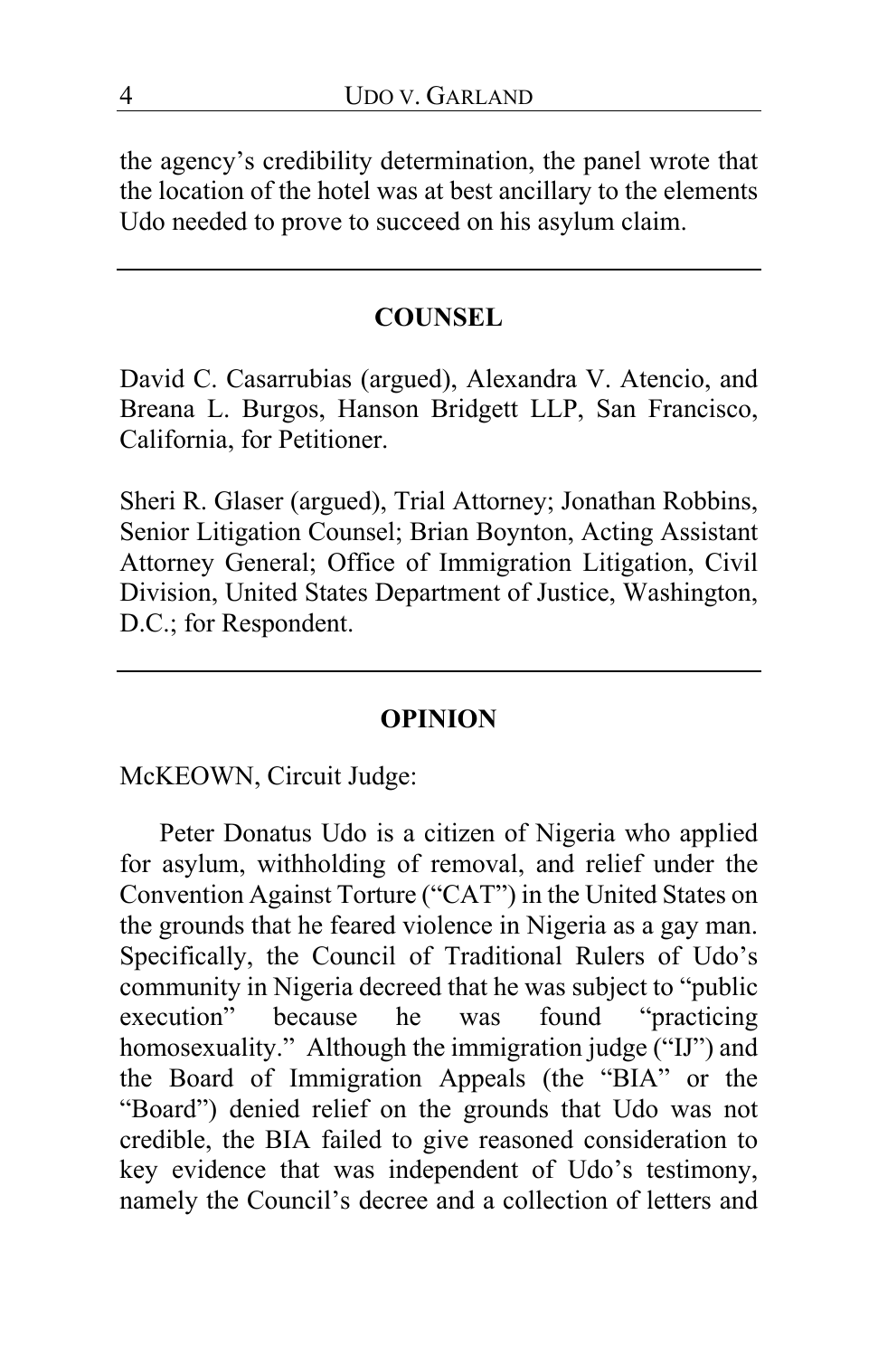the agency's credibility determination, the panel wrote that the location of the hotel was at best ancillary to the elements Udo needed to prove to succeed on his asylum claim.

---

## COUNSEL

David C. Casarrubias (argued), Alexandra V. Atencio, and Breana L. Burgos, Hanson Bridgett LLP, San Francisco, California, for Petitioner.

Sheri R. Glaser (argued), Trial Attorney; Jonathan Robbins, Senior Litigation Counsel; Brian Boynton, Acting Assistant Attorney General; Office of Immigration Litigation, Civil Division, United States Department of Justice, Washington, D.C.; for Respondent.

---

## OPINION

McKEOWN, Circuit Judge:

Peter Donatus Udo is a citizen of Nigeria who applied for asylum, withholding of removal, and relief under the Convention Against Torture ("CAT") in the United States on the grounds that he feared violence in Nigeria as a gay man. Specifically, the Council of Traditional Rulers of Udo's community in Nigeria decreed that he was subject to "public execution" because he was found "practicing homosexuality." Although the immigration judge ("IJ") and the Board of Immigration Appeals (the "BIA" or the "Board") denied relief on the grounds that Udo was not credible, the BIA failed to give reasoned consideration to key evidence that was independent of Udo's testimony, namely the Council's decree and a collection of letters and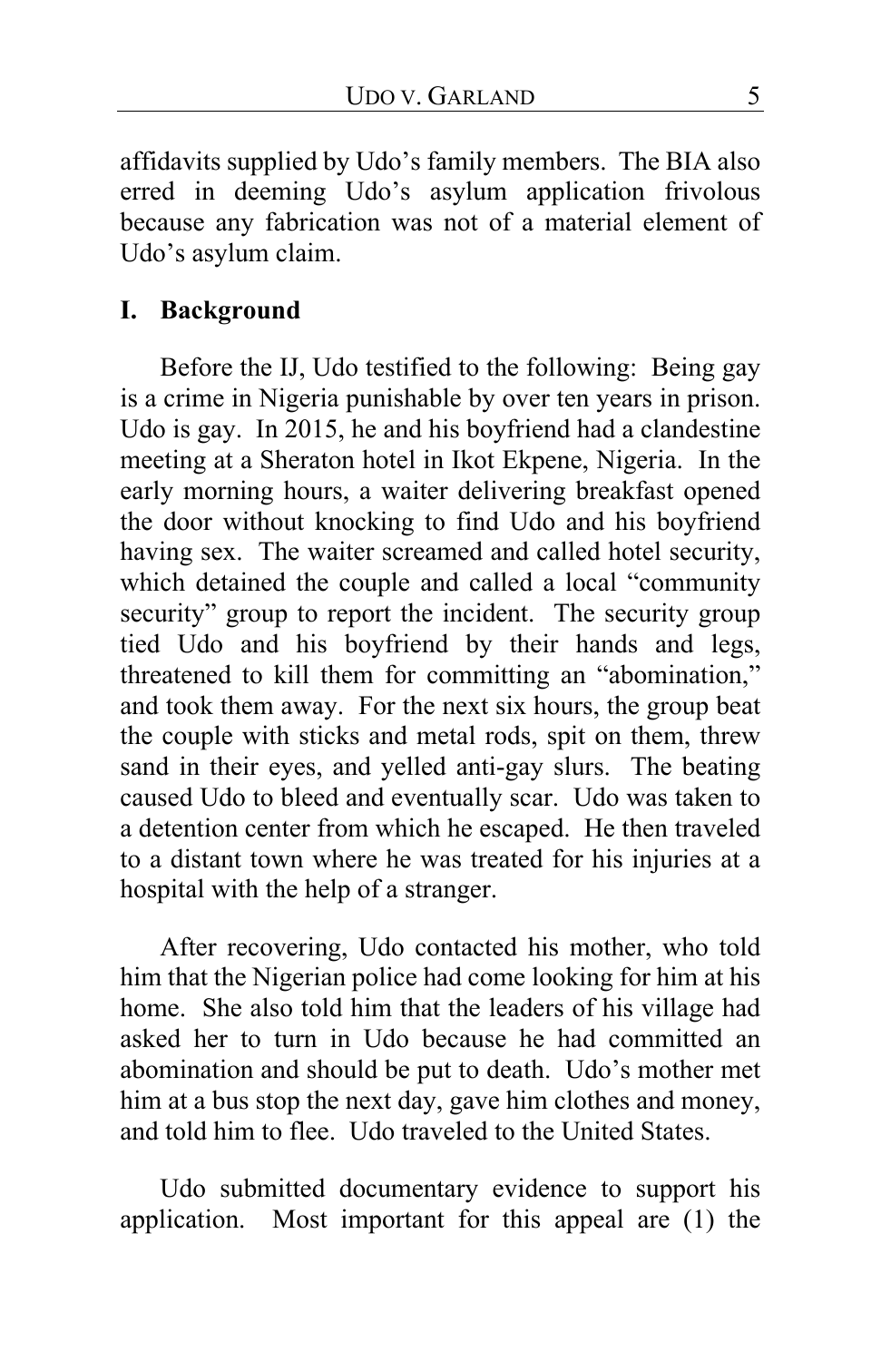affidavits supplied by Udo's family members. The BIA also erred in deeming Udo's asylum application frivolous because any fabrication was not of a material element of Udo's asylum claim.

## I. Background

Before the IJ, Udo testified to the following: Being gay is a crime in Nigeria punishable by over ten years in prison. Udo is gay. In 2015, he and his boyfriend had a clandestine meeting at a Sheraton hotel in Ikot Ekpene, Nigeria. In the early morning hours, a waiter delivering breakfast opened the door without knocking to find Udo and his boyfriend having sex. The waiter screamed and called hotel security, which detained the couple and called a local "community security" group to report the incident. The security group tied Udo and his boyfriend by their hands and legs, threatened to kill them for committing an "abomination," and took them away. For the next six hours, the group beat the couple with sticks and metal rods, spit on them, threw sand in their eyes, and yelled anti-gay slurs. The beating caused Udo to bleed and eventually scar. Udo was taken to a detention center from which he escaped. He then traveled to a distant town where he was treated for his injuries at a hospital with the help of a stranger.

After recovering, Udo contacted his mother, who told him that the Nigerian police had come looking for him at his home. She also told him that the leaders of his village had asked her to turn in Udo because he had committed an abomination and should be put to death. Udo's mother met him at a bus stop the next day, gave him clothes and money, and told him to flee. Udo traveled to the United States.

Udo submitted documentary evidence to support his application. Most important for this appeal are (1) the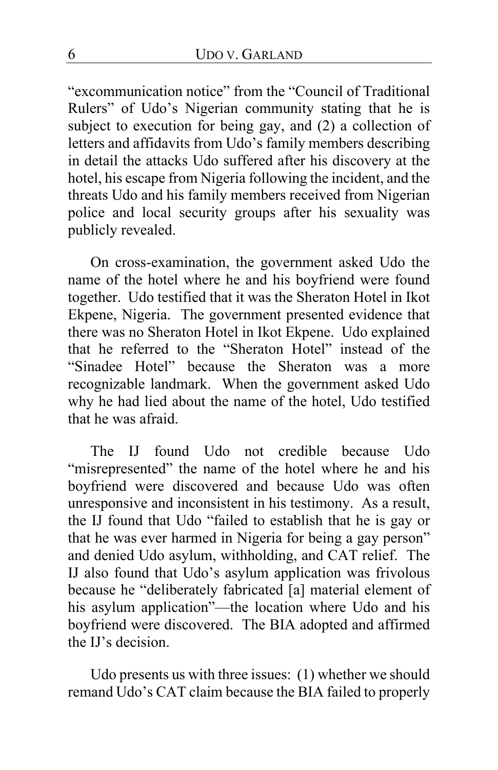"excommunication notice" from the "Council of Traditional Rulers" of Udo's Nigerian community stating that he is subject to execution for being gay, and (2) a collection of letters and affidavits from Udo's family members describing in detail the attacks Udo suffered after his discovery at the hotel, his escape from Nigeria following the incident, and the threats Udo and his family members received from Nigerian police and local security groups after his sexuality was publicly revealed.

On cross-examination, the government asked Udo the name of the hotel where he and his boyfriend were found together. Udo testified that it was the Sheraton Hotel in Ikot Ekpene, Nigeria. The government presented evidence that there was no Sheraton Hotel in Ikot Ekpene. Udo explained that he referred to the "Sheraton Hotel" instead of the "Sinadee Hotel" because the Sheraton was a more recognizable landmark. When the government asked Udo why he had lied about the name of the hotel, Udo testified that he was afraid.

The IJ found Udo not credible because Udo "misrepresented" the name of the hotel where he and his boyfriend were discovered and because Udo was often unresponsive and inconsistent in his testimony. As a result, the IJ found that Udo "failed to establish that he is gay or that he was ever harmed in Nigeria for being a gay person" and denied Udo asylum, withholding, and CAT relief. The IJ also found that Udo's asylum application was frivolous because he "deliberately fabricated [a] material element of his asylum application"—the location where Udo and his boyfriend were discovered. The BIA adopted and affirmed the IJ's decision.

Udo presents us with three issues: (1) whether we should remand Udo's CAT claim because the BIA failed to properly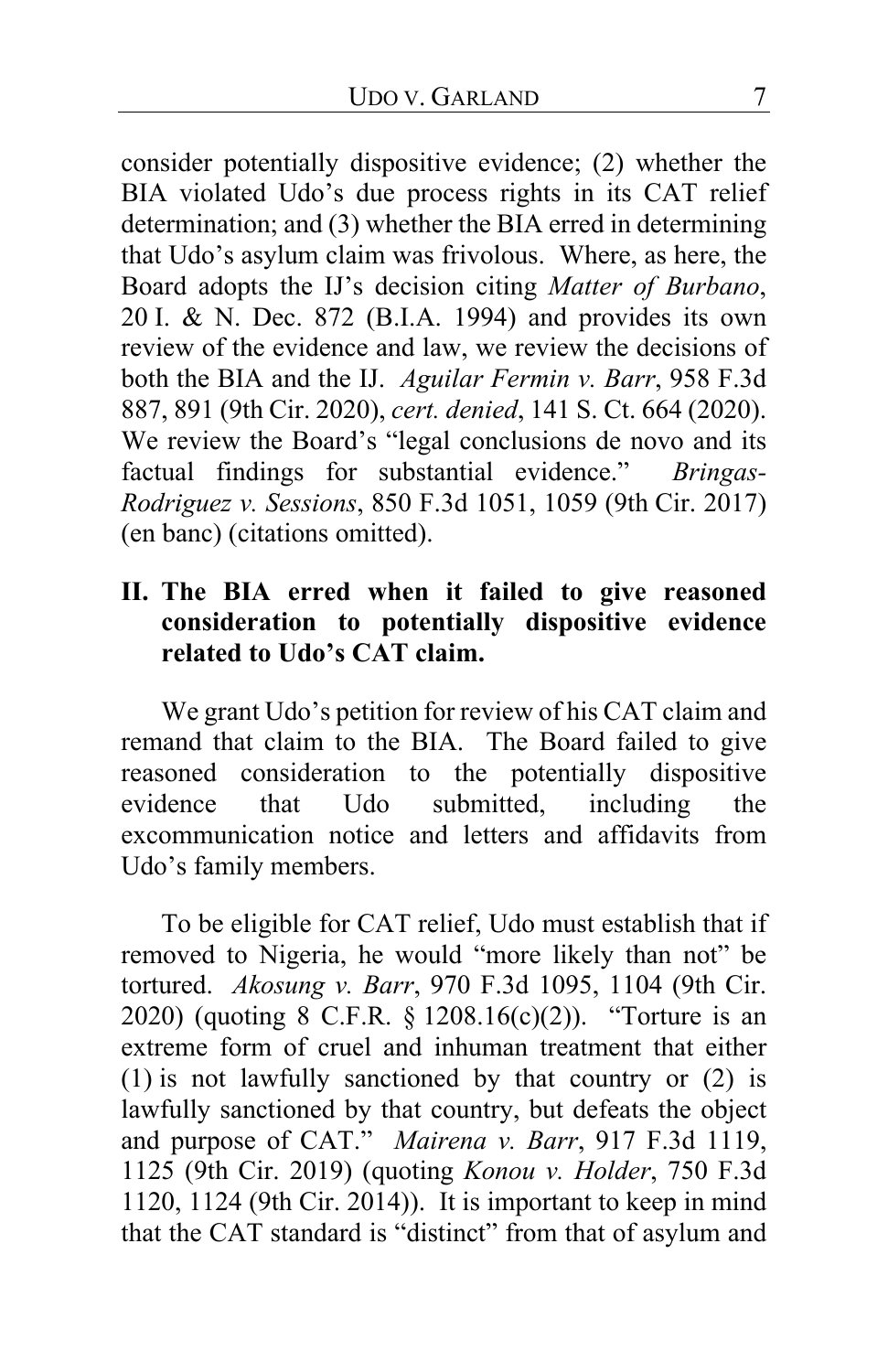consider potentially dispositive evidence; (2) whether the BIA violated Udo's due process rights in its CAT relief determination; and (3) whether the BIA erred in determining that Udo's asylum claim was frivolous. Where, as here, the Board adopts the IJ's decision citing *Matter of Burbano*, 20 I. & N. Dec. 872 (B.I.A. 1994) and provides its own review of the evidence and law, we review the decisions of both the BIA and the IJ. *Aguilar Fermin v. Barr*, 958 F.3d 887, 891 (9th Cir. 2020), *cert. denied*, 141 S. Ct. 664 (2020). We review the Board's "legal conclusions de novo and its factual findings for substantial evidence." *Bringas-Rodriguez v. Sessions*, 850 F.3d 1051, 1059 (9th Cir. 2017) (en banc) (citations omitted).

## II. The BIA erred when it failed to give reasoned consideration to potentially dispositive evidence related to Udo's CAT claim.

We grant Udo's petition for review of his CAT claim and remand that claim to the BIA. The Board failed to give reasoned consideration to the potentially dispositive evidence that Udo submitted, including the excommunication notice and letters and affidavits from Udo's family members.

To be eligible for CAT relief, Udo must establish that if removed to Nigeria, he would "more likely than not" be tortured. *Akosung v. Barr*, 970 F.3d 1095, 1104 (9th Cir. 2020) (quoting 8 C.F.R. § 1208.16(c)(2)). "Torture is an extreme form of cruel and inhuman treatment that either (1) is not lawfully sanctioned by that country or (2) is lawfully sanctioned by that country, but defeats the object and purpose of CAT." *Mairena v. Barr*, 917 F.3d 1119, 1125 (9th Cir. 2019) (quoting *Konou v. Holder*, 750 F.3d 1120, 1124 (9th Cir. 2014)). It is important to keep in mind that the CAT standard is "distinct" from that of asylum and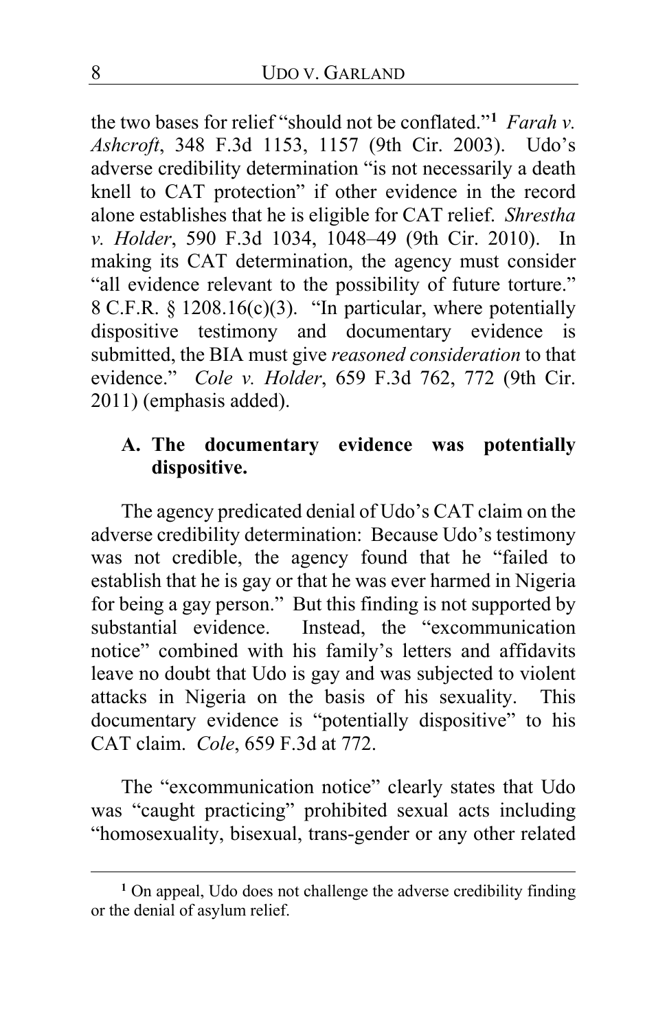the two bases for relief "should not be conflated."[1] *Farah v. Ashcroft*, 348 F.3d 1153, 1157 (9th Cir. 2003). Udo's adverse credibility determination "is not necessarily a death knell to CAT protection" if other evidence in the record alone establishes that he is eligible for CAT relief. *Shrestha v. Holder*, 590 F.3d 1034, 1048–49 (9th Cir. 2010). In making its CAT determination, the agency must consider "all evidence relevant to the possibility of future torture." 8 C.F.R. § 1208.16(c)(3). "In particular, where potentially dispositive testimony and documentary evidence is submitted, the BIA must give *reasoned consideration* to that evidence." *Cole v. Holder*, 659 F.3d 762, 772 (9th Cir. 2011) (emphasis added).

### A. The documentary evidence was potentially dispositive.

The agency predicated denial of Udo's CAT claim on the adverse credibility determination: Because Udo's testimony was not credible, the agency found that he "failed to establish that he is gay or that he was ever harmed in Nigeria for being a gay person." But this finding is not supported by substantial evidence. Instead, the "excommunication notice" combined with his family's letters and affidavits leave no doubt that Udo is gay and was subjected to violent attacks in Nigeria on the basis of his sexuality. This documentary evidence is "potentially dispositive" to his CAT claim. *Cole*, 659 F.3d at 772.

The "excommunication notice" clearly states that Udo was "caught practicing" prohibited sexual acts including "homosexuality, bisexual, trans-gender or any other related

---

[1] On appeal, Udo does not challenge the adverse credibility finding or the denial of asylum relief.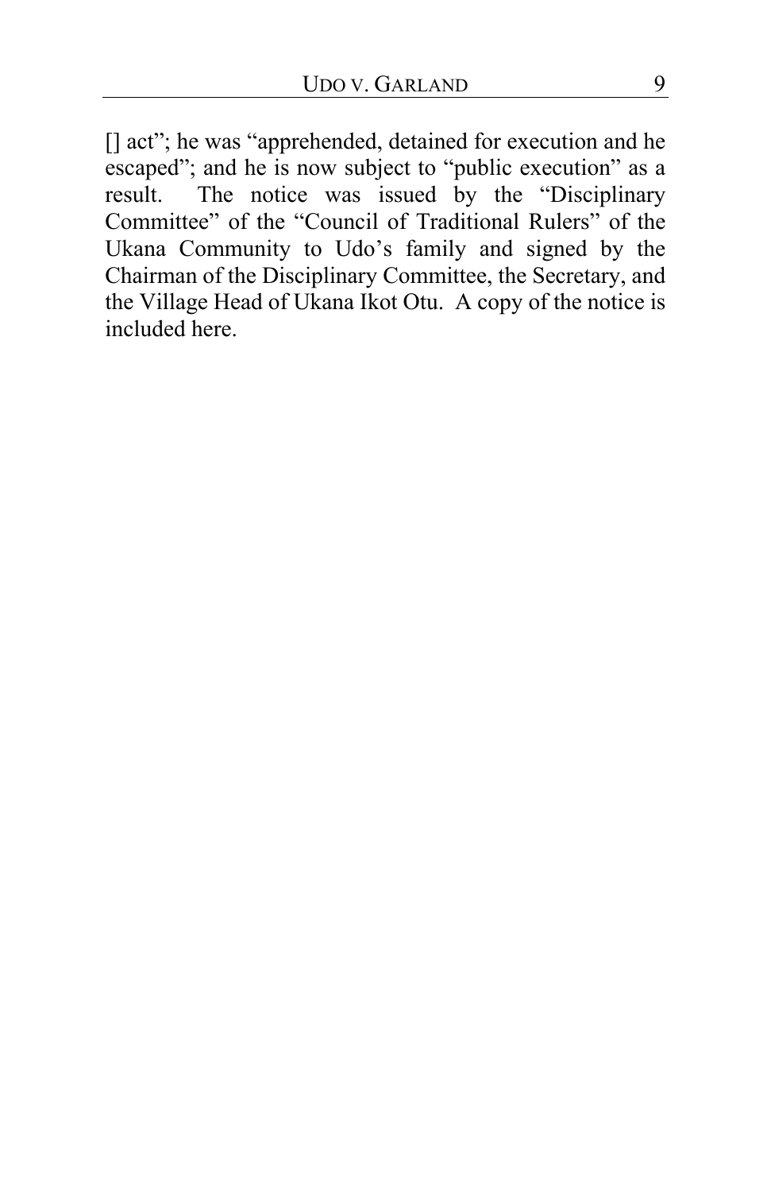[] act"; he was "apprehended, detained for execution and he escaped"; and he is now subject to "public execution" as a result. The notice was issued by the "Disciplinary Committee" of the "Council of Traditional Rulers" of the Ukana Community to Udo's family and signed by the Chairman of the Disciplinary Committee, the Secretary, and the Village Head of Ukana Ikot Otu. A copy of the notice is included here.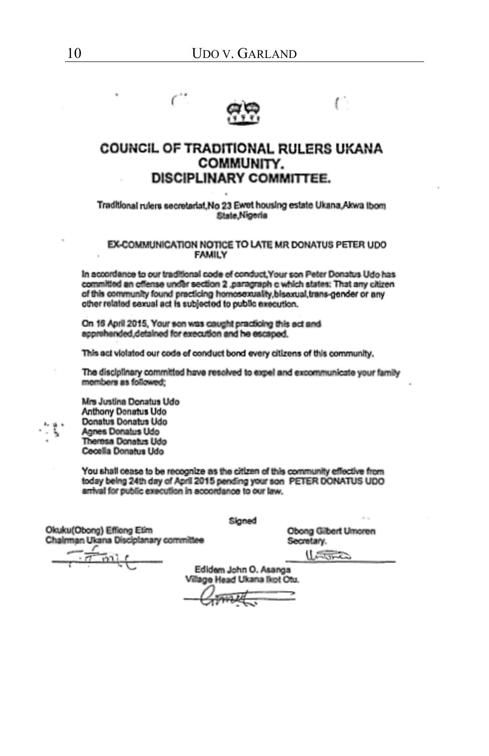# COUNCIL OF TRADITIONAL RULERS UKANA COMMUNITY.
## DISCIPLINARY COMMITTEE.

Traditional rulers secretariat,No 23 Ewet housing estate Ukana,Akwa Ibom State,Nigeria

### EX-COMMUNICATION NOTICE TO LATE MR DONATUS PETER UDO FAMILY

In accordance to our traditional code of conduct,Your son Peter Donatus Udo has committed an offense under section 2 ,paragraph c which states: That any citizen of this community found practicing homosexuality,bisexual,trans-gender or any other related sexual act is subjected to public execution.

On 16 April 2015, Your son was caught practicing this act and apprehended,detained for execution and he escaped.

This act violated our code of conduct bond every citizens of this community.

The disciplinary committed have resolved to expel and excommunicate your family members as followed;

Mrs Justina Donatus Udo
Anthony Donatus Udo
Donatus Donatus Udo
Agnes Donatus Udo
Theresa Donatus Udo
Cecelia Donatus Udo

You shall cease to be recognize as the citizen of this community effective from today being 24th day of April 2015 pending your son PETER DONATUS UDO arrival for public execution in accordance to our law.

Signed

Okuku(Obong) Effiong Etim
Chairman Ukana Disciplanary committee

Obong Gilbert Umoren
Secretary.

Edidem John O. Asanga
Village Head Ukana Ikot Otu.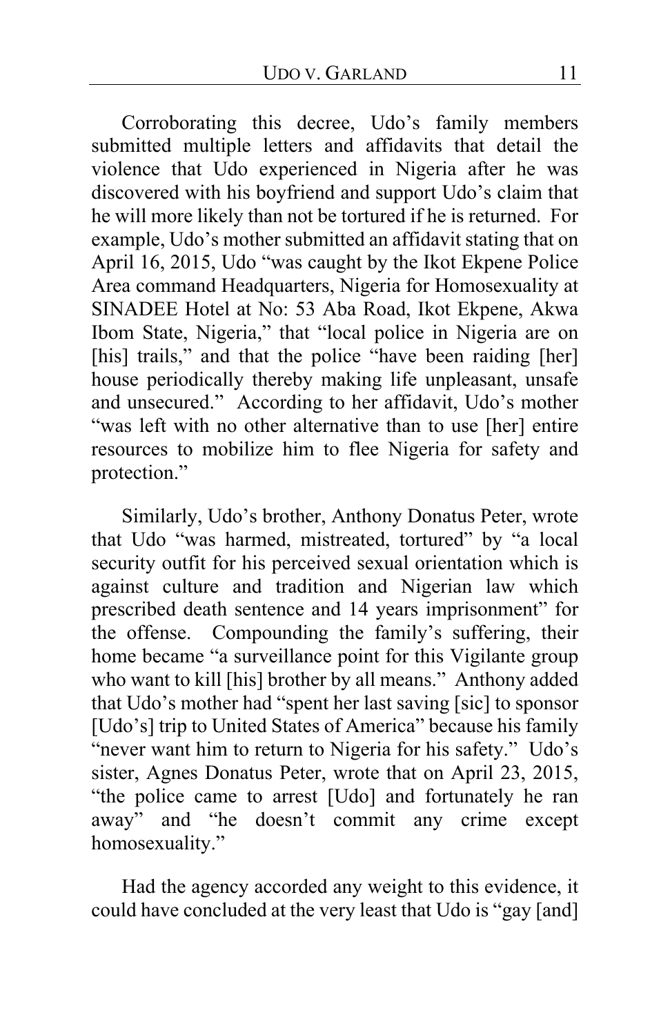Corroborating this decree, Udo's family members submitted multiple letters and affidavits that detail the violence that Udo experienced in Nigeria after he was discovered with his boyfriend and support Udo's claim that he will more likely than not be tortured if he is returned. For example, Udo's mother submitted an affidavit stating that on April 16, 2015, Udo "was caught by the Ikot Ekpene Police Area command Headquarters, Nigeria for Homosexuality at SINADEE Hotel at No: 53 Aba Road, Ikot Ekpene, Akwa Ibom State, Nigeria," that "local police in Nigeria are on [his] trails," and that the police "have been raiding [her] house periodically thereby making life unpleasant, unsafe and unsecured." According to her affidavit, Udo's mother "was left with no other alternative than to use [her] entire resources to mobilize him to flee Nigeria for safety and protection."

Similarly, Udo's brother, Anthony Donatus Peter, wrote that Udo "was harmed, mistreated, tortured" by "a local security outfit for his perceived sexual orientation which is against culture and tradition and Nigerian law which prescribed death sentence and 14 years imprisonment" for the offense. Compounding the family's suffering, their home became "a surveillance point for this Vigilante group who want to kill [his] brother by all means." Anthony added that Udo's mother had "spent her last saving [sic] to sponsor [Udo's] trip to United States of America" because his family "never want him to return to Nigeria for his safety." Udo's sister, Agnes Donatus Peter, wrote that on April 23, 2015, "the police came to arrest [Udo] and fortunately he ran away" and "he doesn't commit any crime except homosexuality."

Had the agency accorded any weight to this evidence, it could have concluded at the very least that Udo is "gay [and]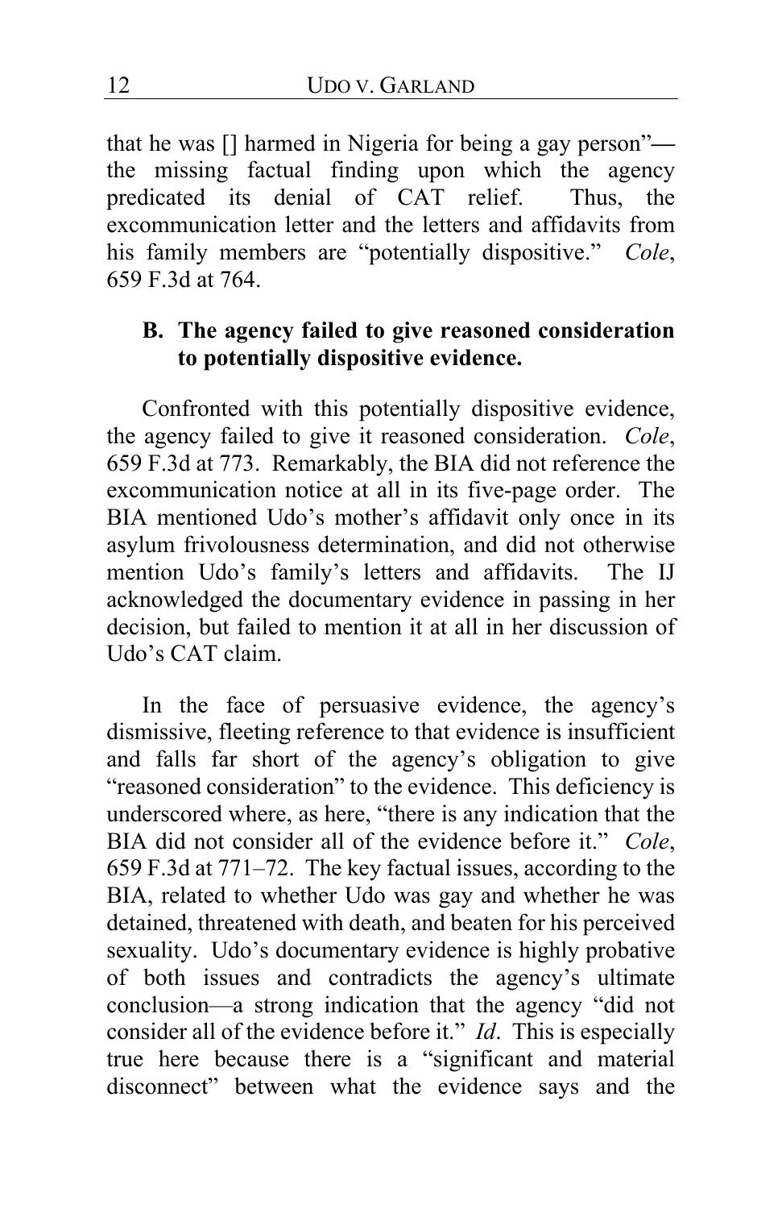that he was [] harmed in Nigeria for being a gay person"—the missing factual finding upon which the agency predicated its denial of CAT relief. Thus, the excommunication letter and the letters and affidavits from his family members are "potentially dispositive." *Cole*, 659 F.3d at 764.

### B. The agency failed to give reasoned consideration to potentially dispositive evidence.

Confronted with this potentially dispositive evidence, the agency failed to give it reasoned consideration. *Cole*, 659 F.3d at 773. Remarkably, the BIA did not reference the excommunication notice at all in its five-page order. The BIA mentioned Udo's mother's affidavit only once in its asylum frivolousness determination, and did not otherwise mention Udo's family's letters and affidavits. The IJ acknowledged the documentary evidence in passing in her decision, but failed to mention it at all in her discussion of Udo's CAT claim.

In the face of persuasive evidence, the agency's dismissive, fleeting reference to that evidence is insufficient and falls far short of the agency's obligation to give "reasoned consideration" to the evidence. This deficiency is underscored where, as here, "there is any indication that the BIA did not consider all of the evidence before it." *Cole*, 659 F.3d at 771–72. The key factual issues, according to the BIA, related to whether Udo was gay and whether he was detained, threatened with death, and beaten for his perceived sexuality. Udo's documentary evidence is highly probative of both issues and contradicts the agency's ultimate conclusion—a strong indication that the agency "did not consider all of the evidence before it." *Id*. This is especially true here because there is a "significant and material disconnect" between what the evidence says and the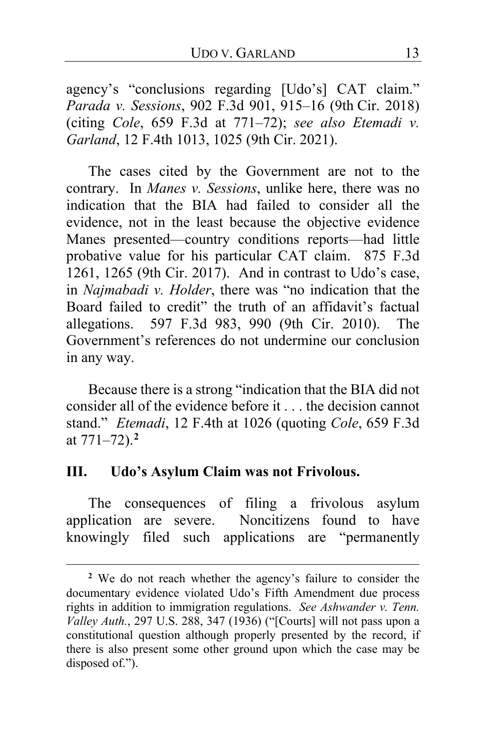agency's "conclusions regarding [Udo's] CAT claim." *Parada v. Sessions*, 902 F.3d 901, 915–16 (9th Cir. 2018) (citing *Cole*, 659 F.3d at 771–72); *see also Etemadi v. Garland*, 12 F.4th 1013, 1025 (9th Cir. 2021).

The cases cited by the Government are not to the contrary. In *Manes v. Sessions*, unlike here, there was no indication that the BIA had failed to consider all the evidence, not in the least because the objective evidence Manes presented—country conditions reports—had little probative value for his particular CAT claim. 875 F.3d 1261, 1265 (9th Cir. 2017). And in contrast to Udo's case, in *Najmabadi v. Holder*, there was "no indication that the Board failed to credit" the truth of an affidavit's factual allegations. 597 F.3d 983, 990 (9th Cir. 2010). The Government's references do not undermine our conclusion in any way.

Because there is a strong "indication that the BIA did not consider all of the evidence before it . . . the decision cannot stand." *Etemadi*, 12 F.4th at 1026 (quoting *Cole*, 659 F.3d at 771–72).[2]

## III. Udo's Asylum Claim was not Frivolous.

The consequences of filing a frivolous asylum application are severe. Noncitizens found to have knowingly filed such applications are "permanently

---

[2] We do not reach whether the agency's failure to consider the documentary evidence violated Udo's Fifth Amendment due process rights in addition to immigration regulations. *See Ashwander v. Tenn. Valley Auth.*, 297 U.S. 288, 347 (1936) ("[Courts] will not pass upon a constitutional question although properly presented by the record, if there is also present some other ground upon which the case may be disposed of.").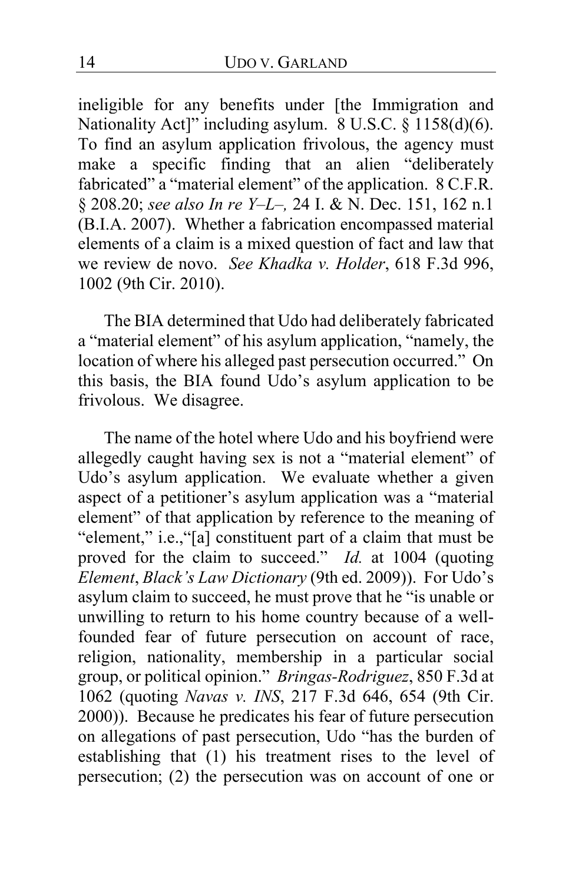ineligible for any benefits under [the Immigration and Nationality Act]" including asylum. 8 U.S.C. § 1158(d)(6). To find an asylum application frivolous, the agency must make a specific finding that an alien "deliberately fabricated" a "material element" of the application. 8 C.F.R. § 208.20; *see also In re Y–L–,* 24 I. & N. Dec. 151, 162 n.1 (B.I.A. 2007). Whether a fabrication encompassed material elements of a claim is a mixed question of fact and law that we review de novo. *See Khadka v. Holder*, 618 F.3d 996, 1002 (9th Cir. 2010).

The BIA determined that Udo had deliberately fabricated a "material element" of his asylum application, "namely, the location of where his alleged past persecution occurred." On this basis, the BIA found Udo's asylum application to be frivolous. We disagree.

The name of the hotel where Udo and his boyfriend were allegedly caught having sex is not a "material element" of Udo's asylum application. We evaluate whether a given aspect of a petitioner's asylum application was a "material element" of that application by reference to the meaning of "element," i.e.,"[a] constituent part of a claim that must be proved for the claim to succeed." *Id.* at 1004 (quoting *Element*, *Black's Law Dictionary* (9th ed. 2009)). For Udo's asylum claim to succeed, he must prove that he "is unable or unwilling to return to his home country because of a well-founded fear of future persecution on account of race, religion, nationality, membership in a particular social group, or political opinion." *Bringas-Rodriguez*, 850 F.3d at 1062 (quoting *Navas v. INS*, 217 F.3d 646, 654 (9th Cir. 2000)). Because he predicates his fear of future persecution on allegations of past persecution, Udo "has the burden of establishing that (1) his treatment rises to the level of persecution; (2) the persecution was on account of one or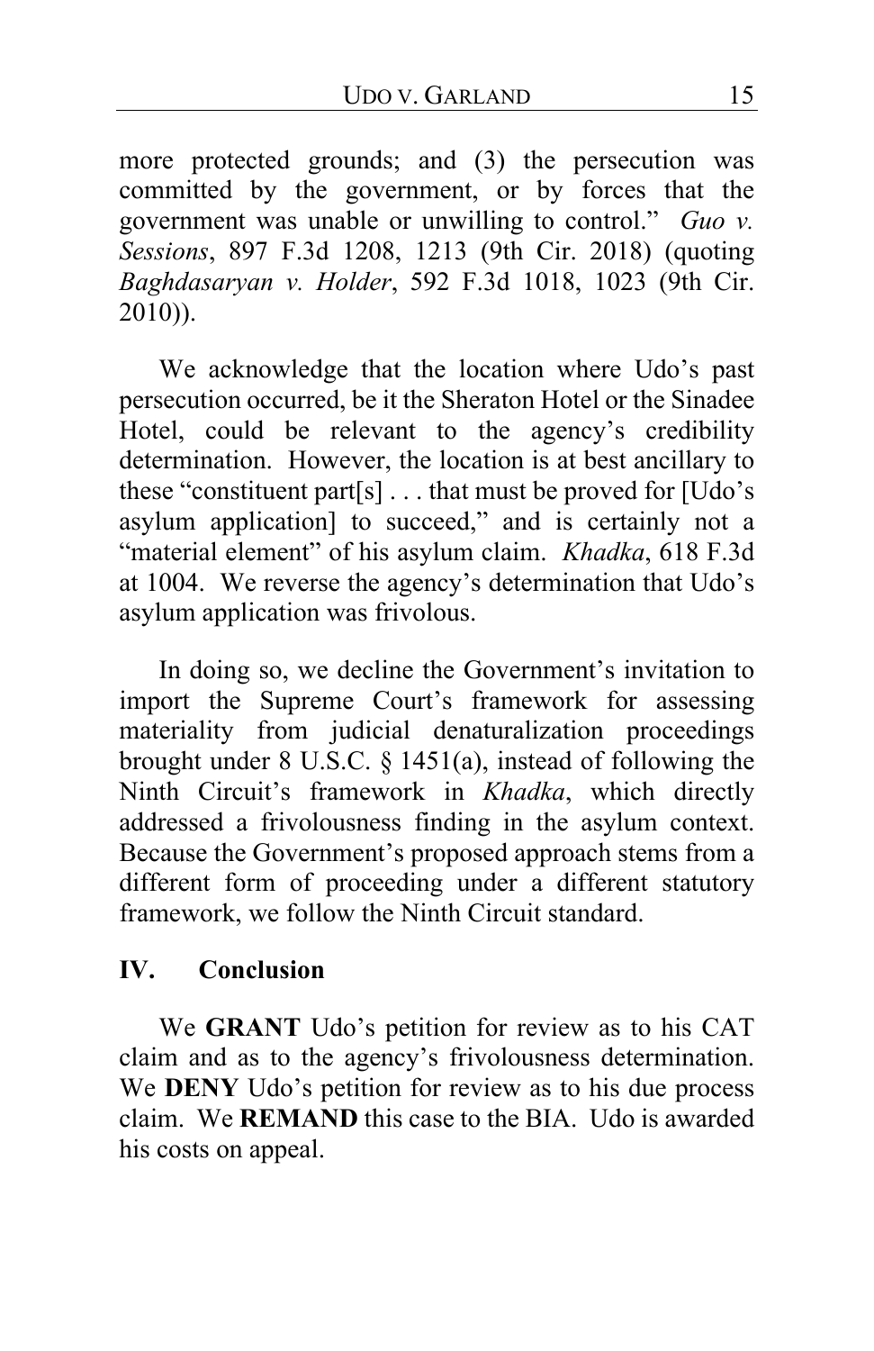more protected grounds; and (3) the persecution was committed by the government, or by forces that the government was unable or unwilling to control." *Guo v. Sessions*, 897 F.3d 1208, 1213 (9th Cir. 2018) (quoting *Baghdasaryan v. Holder*, 592 F.3d 1018, 1023 (9th Cir. 2010)).

We acknowledge that the location where Udo's past persecution occurred, be it the Sheraton Hotel or the Sinadee Hotel, could be relevant to the agency's credibility determination. However, the location is at best ancillary to these "constituent part[s] . . . that must be proved for [Udo's asylum application] to succeed," and is certainly not a "material element" of his asylum claim. *Khadka*, 618 F.3d at 1004. We reverse the agency's determination that Udo's asylum application was frivolous.

In doing so, we decline the Government's invitation to import the Supreme Court's framework for assessing materiality from judicial denaturalization proceedings brought under 8 U.S.C. § 1451(a), instead of following the Ninth Circuit's framework in *Khadka*, which directly addressed a frivolousness finding in the asylum context. Because the Government's proposed approach stems from a different form of proceeding under a different statutory framework, we follow the Ninth Circuit standard.

## IV. Conclusion

We **GRANT** Udo's petition for review as to his CAT claim and as to the agency's frivolousness determination. We **DENY** Udo's petition for review as to his due process claim. We **REMAND** this case to the BIA. Udo is awarded his costs on appeal.